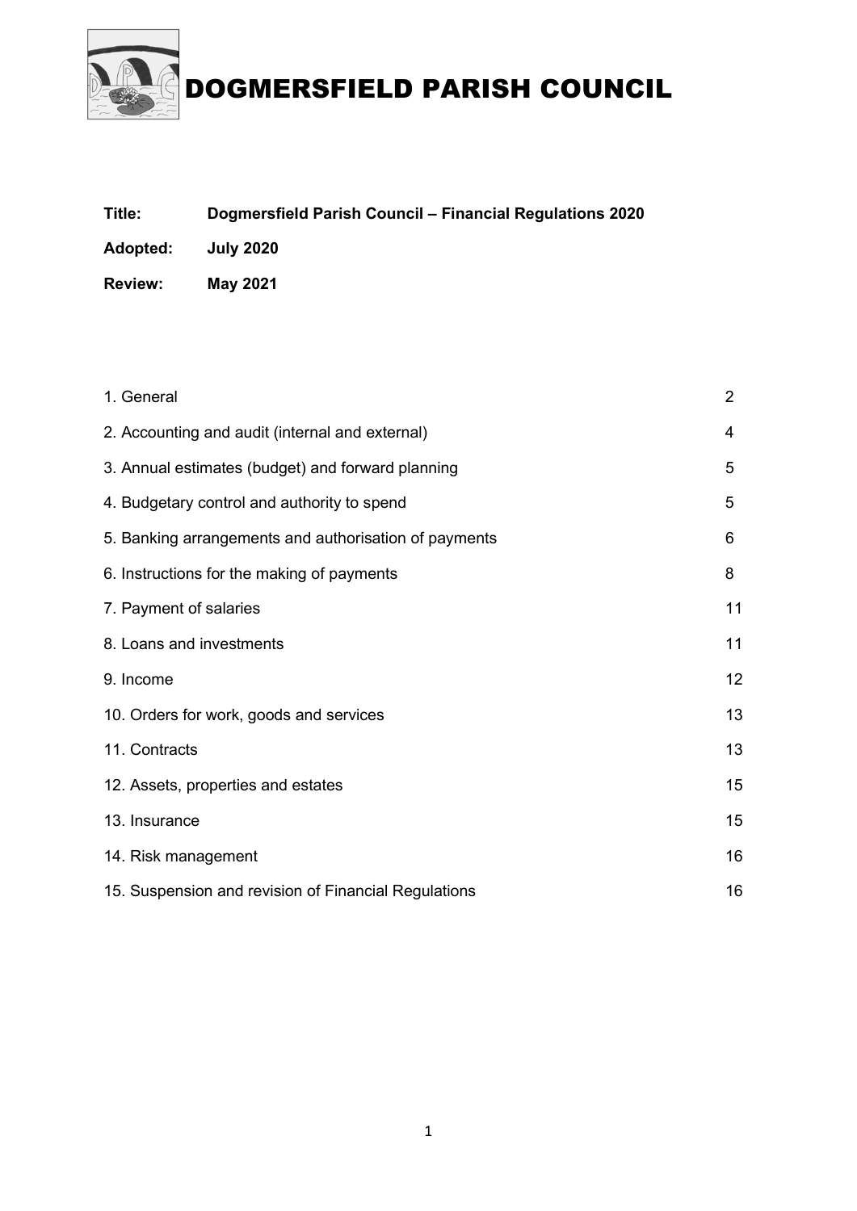# DOGMERSFIELD PARISH COUNCIL

**Title:** **Dogmersfield Parish Council – Financial Regulations 2020**

**Adopted:** **July 2020**

**Review:** **May 2021**

| | |
|---|---|
| 1. General | 2 |
| 2. Accounting and audit (internal and external) | 4 |
| 3. Annual estimates (budget) and forward planning | 5 |
| 4. Budgetary control and authority to spend | 5 |
| 5. Banking arrangements and authorisation of payments | 6 |
| 6. Instructions for the making of payments | 8 |
| 7. Payment of salaries | 11 |
| 8. Loans and investments | 11 |
| 9. Income | 12 |
| 10. Orders for work, goods and services | 13 |
| 11. Contracts | 13 |
| 12. Assets, properties and estates | 15 |
| 13. Insurance | 15 |
| 14. Risk management | 16 |
| 15. Suspension and revision of Financial Regulations | 16 |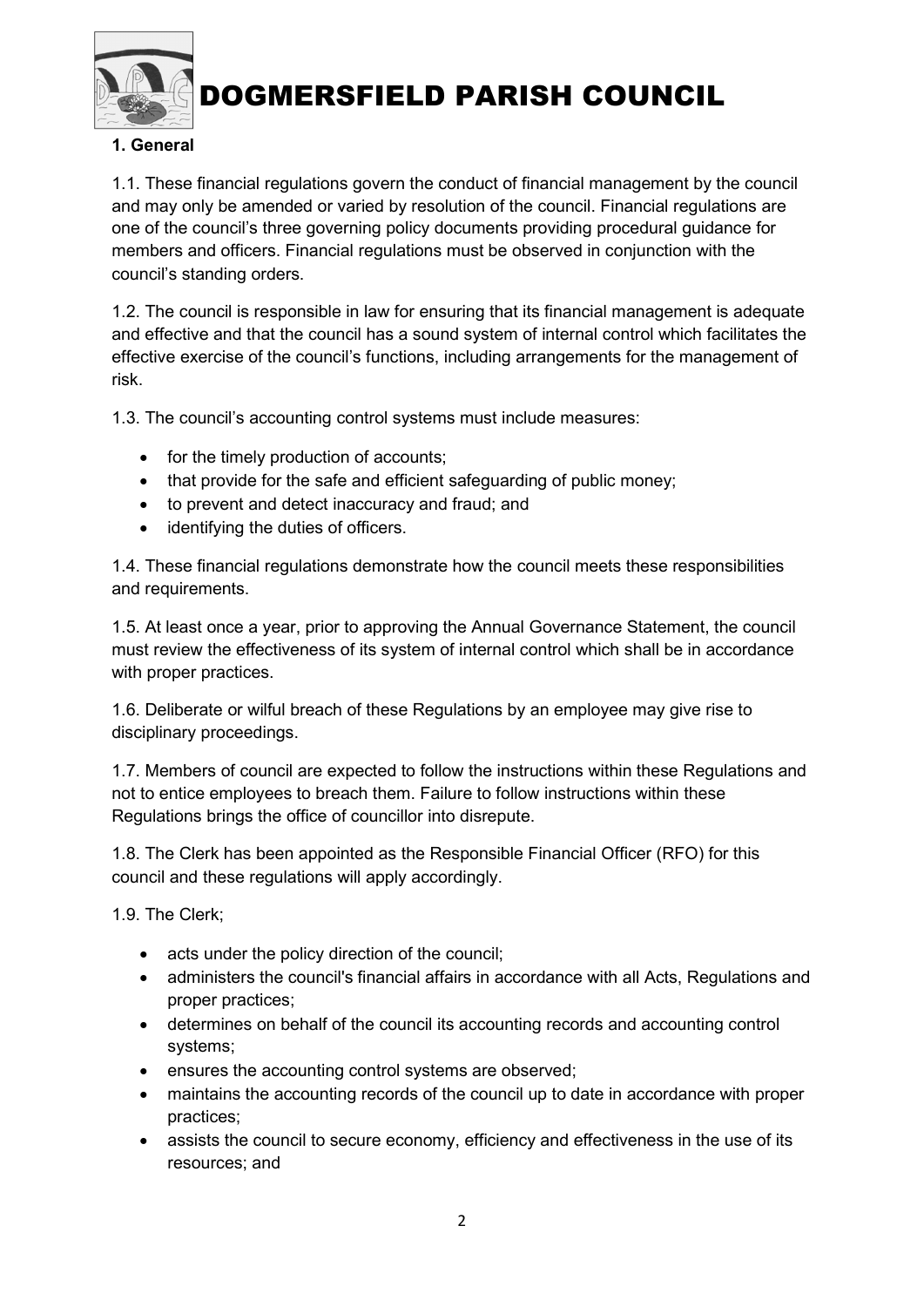## 1. General

1.1. These financial regulations govern the conduct of financial management by the council and may only be amended or varied by resolution of the council. Financial regulations are one of the council's three governing policy documents providing procedural guidance for members and officers. Financial regulations must be observed in conjunction with the council's standing orders.

1.2. The council is responsible in law for ensuring that its financial management is adequate and effective and that the council has a sound system of internal control which facilitates the effective exercise of the council's functions, including arrangements for the management of risk.

1.3. The council's accounting control systems must include measures:

- for the timely production of accounts;
- that provide for the safe and efficient safeguarding of public money;
- to prevent and detect inaccuracy and fraud; and
- identifying the duties of officers.

1.4. These financial regulations demonstrate how the council meets these responsibilities and requirements.

1.5. At least once a year, prior to approving the Annual Governance Statement, the council must review the effectiveness of its system of internal control which shall be in accordance with proper practices.

1.6. Deliberate or wilful breach of these Regulations by an employee may give rise to disciplinary proceedings.

1.7. Members of council are expected to follow the instructions within these Regulations and not to entice employees to breach them. Failure to follow instructions within these Regulations brings the office of councillor into disrepute.

1.8. The Clerk has been appointed as the Responsible Financial Officer (RFO) for this council and these regulations will apply accordingly.

1.9. The Clerk;

- acts under the policy direction of the council;
- administers the council's financial affairs in accordance with all Acts, Regulations and proper practices;
- determines on behalf of the council its accounting records and accounting control systems;
- ensures the accounting control systems are observed;
- maintains the accounting records of the council up to date in accordance with proper practices;
- assists the council to secure economy, efficiency and effectiveness in the use of its resources; and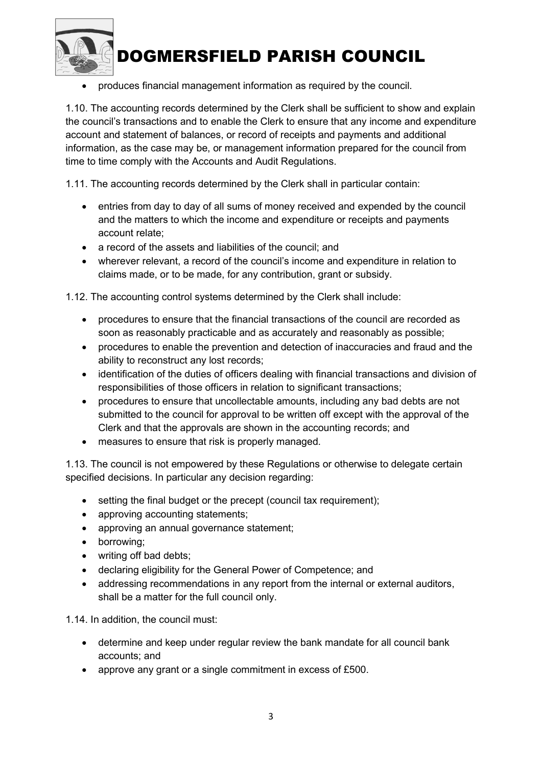- produces financial management information as required by the council.

1.10. The accounting records determined by the Clerk shall be sufficient to show and explain the council's transactions and to enable the Clerk to ensure that any income and expenditure account and statement of balances, or record of receipts and payments and additional information, as the case may be, or management information prepared for the council from time to time comply with the Accounts and Audit Regulations.

1.11. The accounting records determined by the Clerk shall in particular contain:

- entries from day to day of all sums of money received and expended by the council and the matters to which the income and expenditure or receipts and payments account relate;
- a record of the assets and liabilities of the council; and
- wherever relevant, a record of the council's income and expenditure in relation to claims made, or to be made, for any contribution, grant or subsidy.

1.12. The accounting control systems determined by the Clerk shall include:

- procedures to ensure that the financial transactions of the council are recorded as soon as reasonably practicable and as accurately and reasonably as possible;
- procedures to enable the prevention and detection of inaccuracies and fraud and the ability to reconstruct any lost records;
- identification of the duties of officers dealing with financial transactions and division of responsibilities of those officers in relation to significant transactions;
- procedures to ensure that uncollectable amounts, including any bad debts are not submitted to the council for approval to be written off except with the approval of the Clerk and that the approvals are shown in the accounting records; and
- measures to ensure that risk is properly managed.

1.13. The council is not empowered by these Regulations or otherwise to delegate certain specified decisions. In particular any decision regarding:

- setting the final budget or the precept (council tax requirement);
- approving accounting statements;
- approving an annual governance statement;
- borrowing;
- writing off bad debts;
- declaring eligibility for the General Power of Competence; and
- addressing recommendations in any report from the internal or external auditors, shall be a matter for the full council only.

1.14. In addition, the council must:

- determine and keep under regular review the bank mandate for all council bank accounts; and
- approve any grant or a single commitment in excess of £500.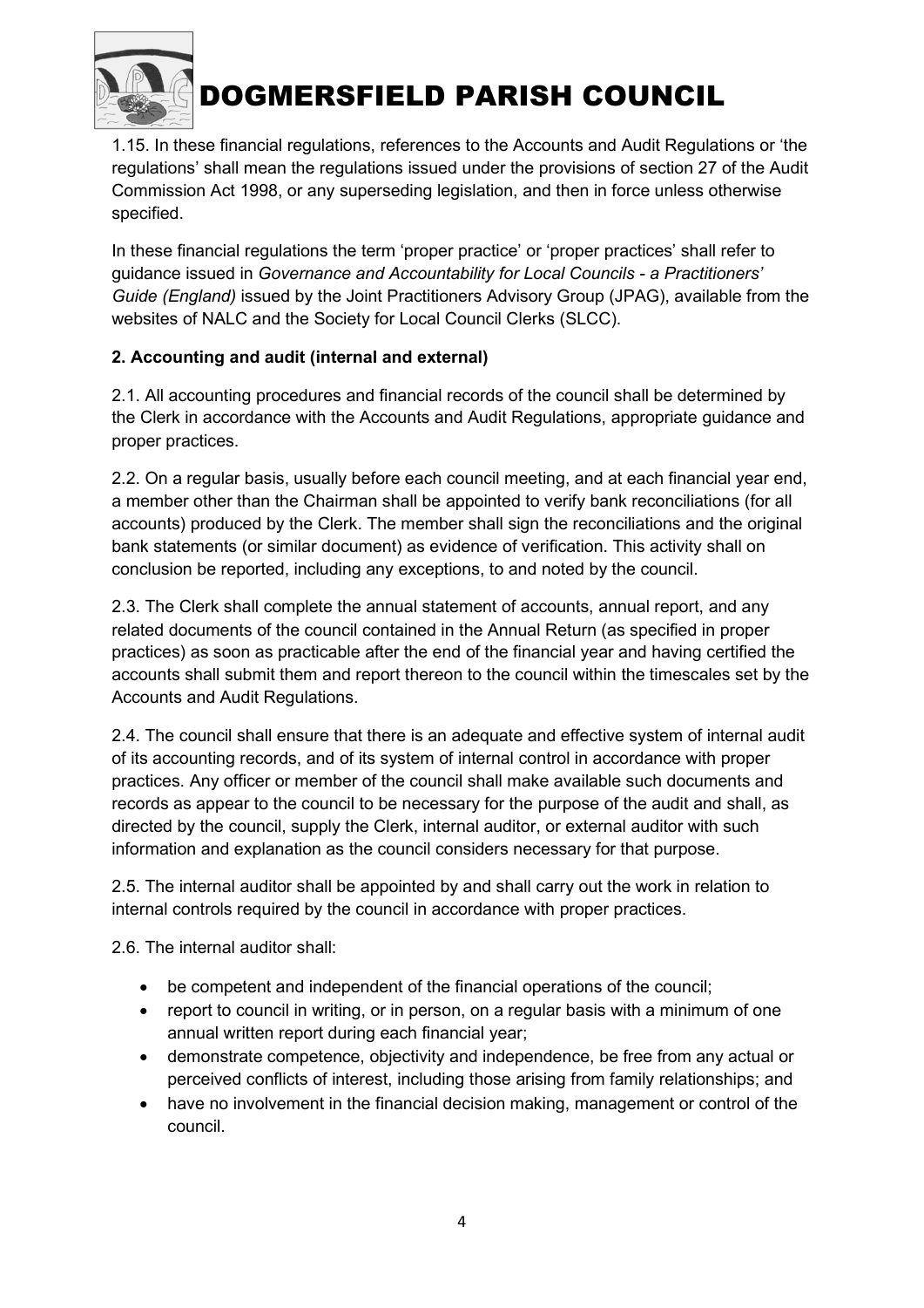1.15. In these financial regulations, references to the Accounts and Audit Regulations or 'the regulations' shall mean the regulations issued under the provisions of section 27 of the Audit Commission Act 1998, or any superseding legislation, and then in force unless otherwise specified.

In these financial regulations the term 'proper practice' or 'proper practices' shall refer to guidance issued in *Governance and Accountability for Local Councils - a Practitioners' Guide (England)* issued by the Joint Practitioners Advisory Group (JPAG), available from the websites of NALC and the Society for Local Council Clerks (SLCC).

**2. Accounting and audit (internal and external)**

2.1. All accounting procedures and financial records of the council shall be determined by the Clerk in accordance with the Accounts and Audit Regulations, appropriate guidance and proper practices.

2.2. On a regular basis, usually before each council meeting, and at each financial year end, a member other than the Chairman shall be appointed to verify bank reconciliations (for all accounts) produced by the Clerk. The member shall sign the reconciliations and the original bank statements (or similar document) as evidence of verification. This activity shall on conclusion be reported, including any exceptions, to and noted by the council.

2.3. The Clerk shall complete the annual statement of accounts, annual report, and any related documents of the council contained in the Annual Return (as specified in proper practices) as soon as practicable after the end of the financial year and having certified the accounts shall submit them and report thereon to the council within the timescales set by the Accounts and Audit Regulations.

2.4. The council shall ensure that there is an adequate and effective system of internal audit of its accounting records, and of its system of internal control in accordance with proper practices. Any officer or member of the council shall make available such documents and records as appear to the council to be necessary for the purpose of the audit and shall, as directed by the council, supply the Clerk, internal auditor, or external auditor with such information and explanation as the council considers necessary for that purpose.

2.5. The internal auditor shall be appointed by and shall carry out the work in relation to internal controls required by the council in accordance with proper practices.

2.6. The internal auditor shall:

- be competent and independent of the financial operations of the council;
- report to council in writing, or in person, on a regular basis with a minimum of one annual written report during each financial year;
- demonstrate competence, objectivity and independence, be free from any actual or perceived conflicts of interest, including those arising from family relationships; and
- have no involvement in the financial decision making, management or control of the council.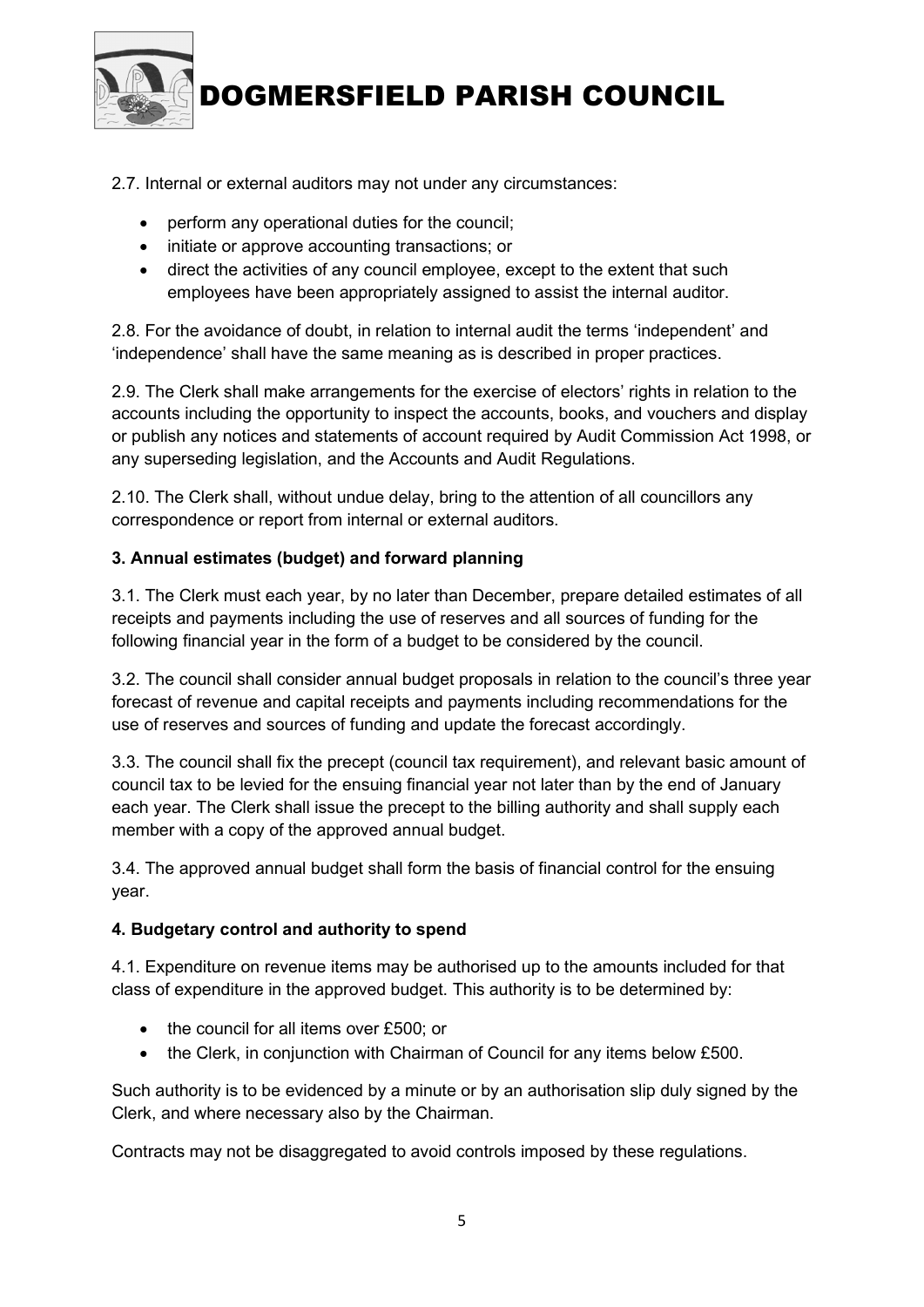2.7. Internal or external auditors may not under any circumstances:

- perform any operational duties for the council;
- initiate or approve accounting transactions; or
- direct the activities of any council employee, except to the extent that such employees have been appropriately assigned to assist the internal auditor.

2.8. For the avoidance of doubt, in relation to internal audit the terms 'independent' and 'independence' shall have the same meaning as is described in proper practices.

2.9. The Clerk shall make arrangements for the exercise of electors' rights in relation to the accounts including the opportunity to inspect the accounts, books, and vouchers and display or publish any notices and statements of account required by Audit Commission Act 1998, or any superseding legislation, and the Accounts and Audit Regulations.

2.10. The Clerk shall, without undue delay, bring to the attention of all councillors any correspondence or report from internal or external auditors.

**3. Annual estimates (budget) and forward planning**

3.1. The Clerk must each year, by no later than December, prepare detailed estimates of all receipts and payments including the use of reserves and all sources of funding for the following financial year in the form of a budget to be considered by the council.

3.2. The council shall consider annual budget proposals in relation to the council's three year forecast of revenue and capital receipts and payments including recommendations for the use of reserves and sources of funding and update the forecast accordingly.

3.3. The council shall fix the precept (council tax requirement), and relevant basic amount of council tax to be levied for the ensuing financial year not later than by the end of January each year. The Clerk shall issue the precept to the billing authority and shall supply each member with a copy of the approved annual budget.

3.4. The approved annual budget shall form the basis of financial control for the ensuing year.

**4. Budgetary control and authority to spend**

4.1. Expenditure on revenue items may be authorised up to the amounts included for that class of expenditure in the approved budget. This authority is to be determined by:

- the council for all items over £500; or
- the Clerk, in conjunction with Chairman of Council for any items below £500.

Such authority is to be evidenced by a minute or by an authorisation slip duly signed by the Clerk, and where necessary also by the Chairman.

Contracts may not be disaggregated to avoid controls imposed by these regulations.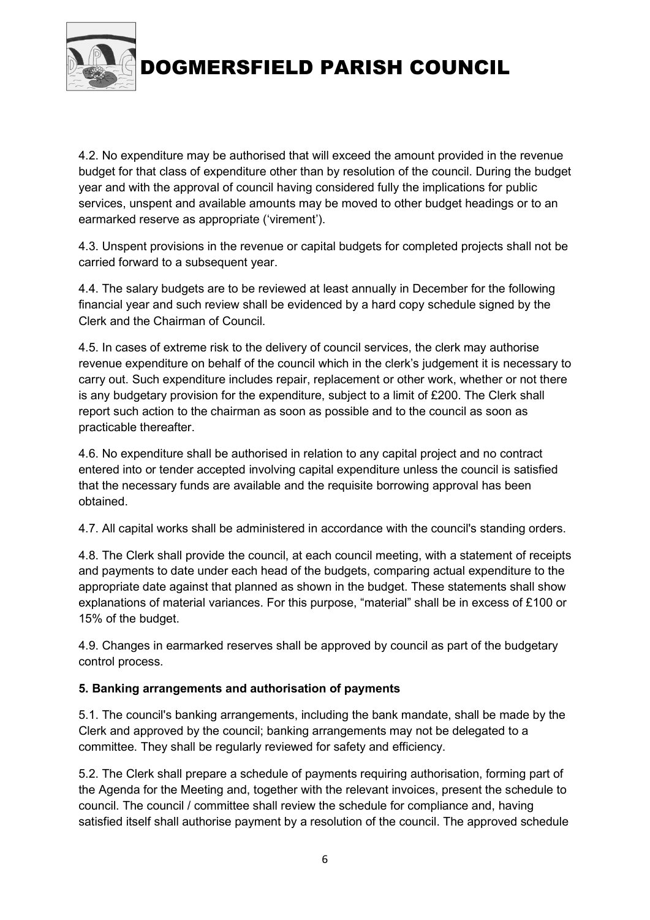4.2. No expenditure may be authorised that will exceed the amount provided in the revenue budget for that class of expenditure other than by resolution of the council. During the budget year and with the approval of council having considered fully the implications for public services, unspent and available amounts may be moved to other budget headings or to an earmarked reserve as appropriate ('virement').

4.3. Unspent provisions in the revenue or capital budgets for completed projects shall not be carried forward to a subsequent year.

4.4. The salary budgets are to be reviewed at least annually in December for the following financial year and such review shall be evidenced by a hard copy schedule signed by the Clerk and the Chairman of Council.

4.5. In cases of extreme risk to the delivery of council services, the clerk may authorise revenue expenditure on behalf of the council which in the clerk's judgement it is necessary to carry out. Such expenditure includes repair, replacement or other work, whether or not there is any budgetary provision for the expenditure, subject to a limit of £200. The Clerk shall report such action to the chairman as soon as possible and to the council as soon as practicable thereafter.

4.6. No expenditure shall be authorised in relation to any capital project and no contract entered into or tender accepted involving capital expenditure unless the council is satisfied that the necessary funds are available and the requisite borrowing approval has been obtained.

4.7. All capital works shall be administered in accordance with the council's standing orders.

4.8. The Clerk shall provide the council, at each council meeting, with a statement of receipts and payments to date under each head of the budgets, comparing actual expenditure to the appropriate date against that planned as shown in the budget. These statements shall show explanations of material variances. For this purpose, "material" shall be in excess of £100 or 15% of the budget.

4.9. Changes in earmarked reserves shall be approved by council as part of the budgetary control process.

**5. Banking arrangements and authorisation of payments**

5.1. The council's banking arrangements, including the bank mandate, shall be made by the Clerk and approved by the council; banking arrangements may not be delegated to a committee. They shall be regularly reviewed for safety and efficiency.

5.2. The Clerk shall prepare a schedule of payments requiring authorisation, forming part of the Agenda for the Meeting and, together with the relevant invoices, present the schedule to council. The council / committee shall review the schedule for compliance and, having satisfied itself shall authorise payment by a resolution of the council. The approved schedule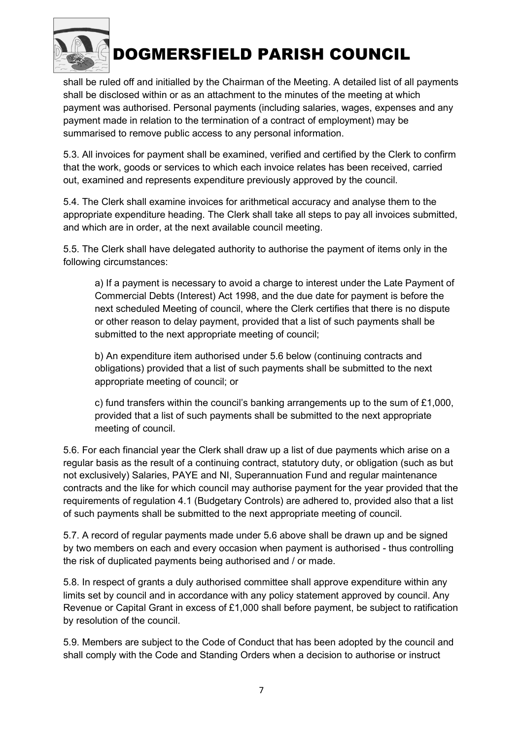shall be ruled off and initialled by the Chairman of the Meeting. A detailed list of all payments shall be disclosed within or as an attachment to the minutes of the meeting at which payment was authorised. Personal payments (including salaries, wages, expenses and any payment made in relation to the termination of a contract of employment) may be summarised to remove public access to any personal information.

5.3. All invoices for payment shall be examined, verified and certified by the Clerk to confirm that the work, goods or services to which each invoice relates has been received, carried out, examined and represents expenditure previously approved by the council.

5.4. The Clerk shall examine invoices for arithmetical accuracy and analyse them to the appropriate expenditure heading. The Clerk shall take all steps to pay all invoices submitted, and which are in order, at the next available council meeting.

5.5. The Clerk shall have delegated authority to authorise the payment of items only in the following circumstances:

a) If a payment is necessary to avoid a charge to interest under the Late Payment of Commercial Debts (Interest) Act 1998, and the due date for payment is before the next scheduled Meeting of council, where the Clerk certifies that there is no dispute or other reason to delay payment, provided that a list of such payments shall be submitted to the next appropriate meeting of council;

b) An expenditure item authorised under 5.6 below (continuing contracts and obligations) provided that a list of such payments shall be submitted to the next appropriate meeting of council; or

c) fund transfers within the council's banking arrangements up to the sum of £1,000, provided that a list of such payments shall be submitted to the next appropriate meeting of council.

5.6. For each financial year the Clerk shall draw up a list of due payments which arise on a regular basis as the result of a continuing contract, statutory duty, or obligation (such as but not exclusively) Salaries, PAYE and NI, Superannuation Fund and regular maintenance contracts and the like for which council may authorise payment for the year provided that the requirements of regulation 4.1 (Budgetary Controls) are adhered to, provided also that a list of such payments shall be submitted to the next appropriate meeting of council.

5.7. A record of regular payments made under 5.6 above shall be drawn up and be signed by two members on each and every occasion when payment is authorised - thus controlling the risk of duplicated payments being authorised and / or made.

5.8. In respect of grants a duly authorised committee shall approve expenditure within any limits set by council and in accordance with any policy statement approved by council. Any Revenue or Capital Grant in excess of £1,000 shall before payment, be subject to ratification by resolution of the council.

5.9. Members are subject to the Code of Conduct that has been adopted by the council and shall comply with the Code and Standing Orders when a decision to authorise or instruct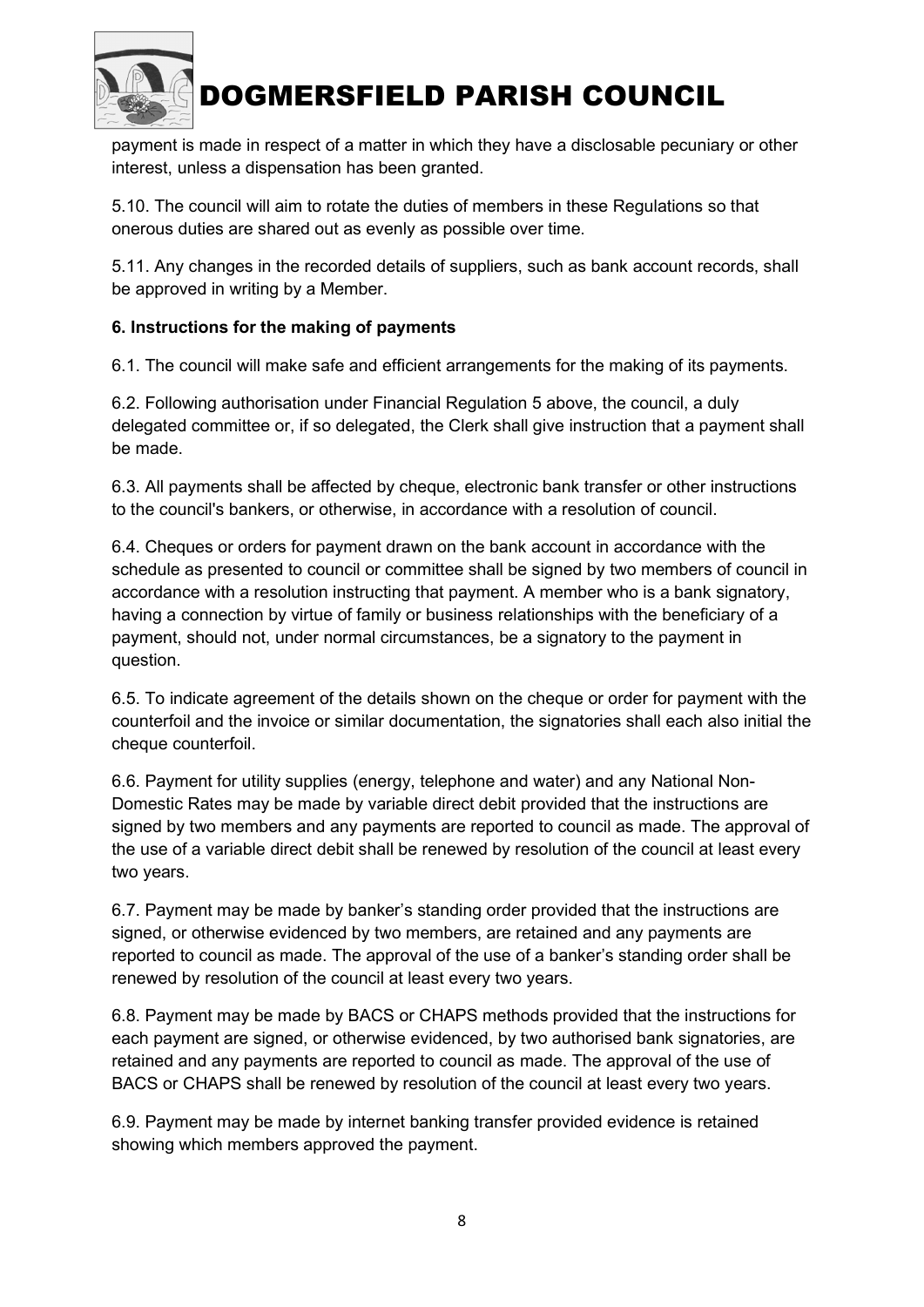payment is made in respect of a matter in which they have a disclosable pecuniary or other interest, unless a dispensation has been granted.

5.10. The council will aim to rotate the duties of members in these Regulations so that onerous duties are shared out as evenly as possible over time.

5.11. Any changes in the recorded details of suppliers, such as bank account records, shall be approved in writing by a Member.

**6. Instructions for the making of payments**

6.1. The council will make safe and efficient arrangements for the making of its payments.

6.2. Following authorisation under Financial Regulation 5 above, the council, a duly delegated committee or, if so delegated, the Clerk shall give instruction that a payment shall be made.

6.3. All payments shall be affected by cheque, electronic bank transfer or other instructions to the council's bankers, or otherwise, in accordance with a resolution of council.

6.4. Cheques or orders for payment drawn on the bank account in accordance with the schedule as presented to council or committee shall be signed by two members of council in accordance with a resolution instructing that payment. A member who is a bank signatory, having a connection by virtue of family or business relationships with the beneficiary of a payment, should not, under normal circumstances, be a signatory to the payment in question.

6.5. To indicate agreement of the details shown on the cheque or order for payment with the counterfoil and the invoice or similar documentation, the signatories shall each also initial the cheque counterfoil.

6.6. Payment for utility supplies (energy, telephone and water) and any National Non-Domestic Rates may be made by variable direct debit provided that the instructions are signed by two members and any payments are reported to council as made. The approval of the use of a variable direct debit shall be renewed by resolution of the council at least every two years.

6.7. Payment may be made by banker's standing order provided that the instructions are signed, or otherwise evidenced by two members, are retained and any payments are reported to council as made. The approval of the use of a banker's standing order shall be renewed by resolution of the council at least every two years.

6.8. Payment may be made by BACS or CHAPS methods provided that the instructions for each payment are signed, or otherwise evidenced, by two authorised bank signatories, are retained and any payments are reported to council as made. The approval of the use of BACS or CHAPS shall be renewed by resolution of the council at least every two years.

6.9. Payment may be made by internet banking transfer provided evidence is retained showing which members approved the payment.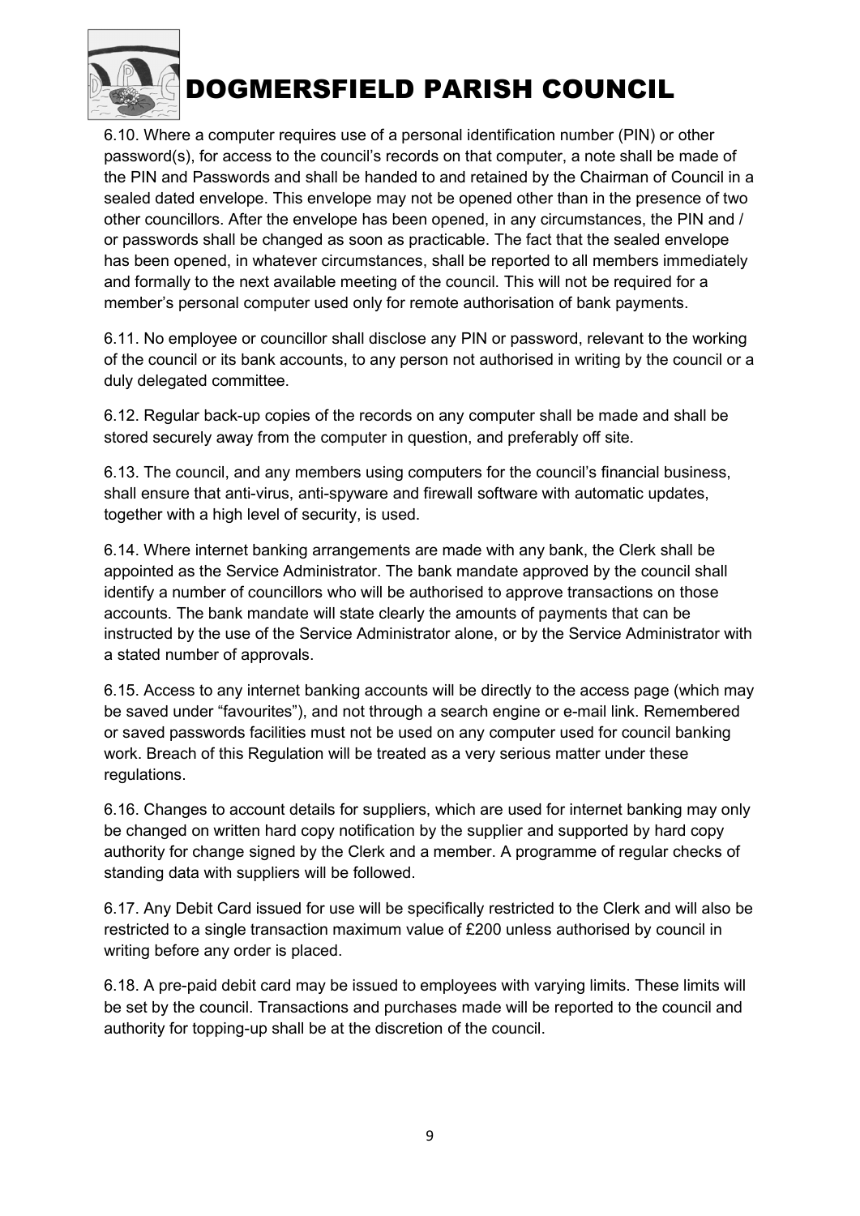6.10. Where a computer requires use of a personal identification number (PIN) or other password(s), for access to the council's records on that computer, a note shall be made of the PIN and Passwords and shall be handed to and retained by the Chairman of Council in a sealed dated envelope. This envelope may not be opened other than in the presence of two other councillors. After the envelope has been opened, in any circumstances, the PIN and / or passwords shall be changed as soon as practicable. The fact that the sealed envelope has been opened, in whatever circumstances, shall be reported to all members immediately and formally to the next available meeting of the council. This will not be required for a member's personal computer used only for remote authorisation of bank payments.

6.11. No employee or councillor shall disclose any PIN or password, relevant to the working of the council or its bank accounts, to any person not authorised in writing by the council or a duly delegated committee.

6.12. Regular back-up copies of the records on any computer shall be made and shall be stored securely away from the computer in question, and preferably off site.

6.13. The council, and any members using computers for the council's financial business, shall ensure that anti-virus, anti-spyware and firewall software with automatic updates, together with a high level of security, is used.

6.14. Where internet banking arrangements are made with any bank, the Clerk shall be appointed as the Service Administrator. The bank mandate approved by the council shall identify a number of councillors who will be authorised to approve transactions on those accounts. The bank mandate will state clearly the amounts of payments that can be instructed by the use of the Service Administrator alone, or by the Service Administrator with a stated number of approvals.

6.15. Access to any internet banking accounts will be directly to the access page (which may be saved under "favourites"), and not through a search engine or e-mail link. Remembered or saved passwords facilities must not be used on any computer used for council banking work. Breach of this Regulation will be treated as a very serious matter under these regulations.

6.16. Changes to account details for suppliers, which are used for internet banking may only be changed on written hard copy notification by the supplier and supported by hard copy authority for change signed by the Clerk and a member. A programme of regular checks of standing data with suppliers will be followed.

6.17. Any Debit Card issued for use will be specifically restricted to the Clerk and will also be restricted to a single transaction maximum value of £200 unless authorised by council in writing before any order is placed.

6.18. A pre-paid debit card may be issued to employees with varying limits. These limits will be set by the council. Transactions and purchases made will be reported to the council and authority for topping-up shall be at the discretion of the council.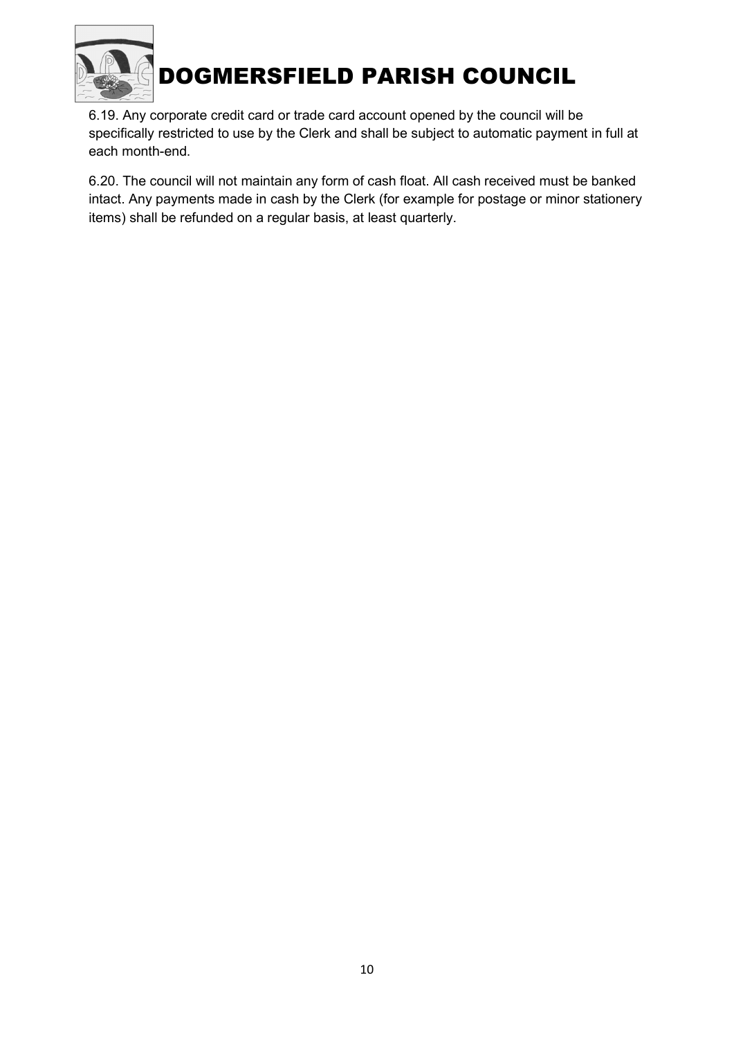6.19. Any corporate credit card or trade card account opened by the council will be specifically restricted to use by the Clerk and shall be subject to automatic payment in full at each month-end.

6.20. The council will not maintain any form of cash float. All cash received must be banked intact. Any payments made in cash by the Clerk (for example for postage or minor stationery items) shall be refunded on a regular basis, at least quarterly.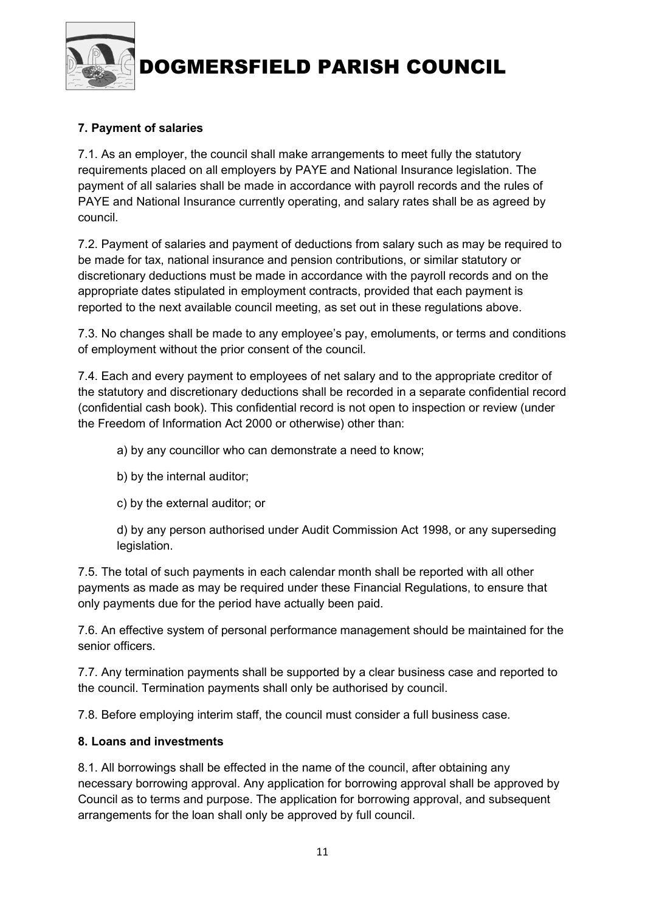### 7. Payment of salaries

7.1. As an employer, the council shall make arrangements to meet fully the statutory requirements placed on all employers by PAYE and National Insurance legislation. The payment of all salaries shall be made in accordance with payroll records and the rules of PAYE and National Insurance currently operating, and salary rates shall be as agreed by council.

7.2. Payment of salaries and payment of deductions from salary such as may be required to be made for tax, national insurance and pension contributions, or similar statutory or discretionary deductions must be made in accordance with the payroll records and on the appropriate dates stipulated in employment contracts, provided that each payment is reported to the next available council meeting, as set out in these regulations above.

7.3. No changes shall be made to any employee's pay, emoluments, or terms and conditions of employment without the prior consent of the council.

7.4. Each and every payment to employees of net salary and to the appropriate creditor of the statutory and discretionary deductions shall be recorded in a separate confidential record (confidential cash book). This confidential record is not open to inspection or review (under the Freedom of Information Act 2000 or otherwise) other than:

a) by any councillor who can demonstrate a need to know;

b) by the internal auditor;

c) by the external auditor; or

d) by any person authorised under Audit Commission Act 1998, or any superseding legislation.

7.5. The total of such payments in each calendar month shall be reported with all other payments as made as may be required under these Financial Regulations, to ensure that only payments due for the period have actually been paid.

7.6. An effective system of personal performance management should be maintained for the senior officers.

7.7. Any termination payments shall be supported by a clear business case and reported to the council. Termination payments shall only be authorised by council.

7.8. Before employing interim staff, the council must consider a full business case.

### 8. Loans and investments

8.1. All borrowings shall be effected in the name of the council, after obtaining any necessary borrowing approval. Any application for borrowing approval shall be approved by Council as to terms and purpose. The application for borrowing approval, and subsequent arrangements for the loan shall only be approved by full council.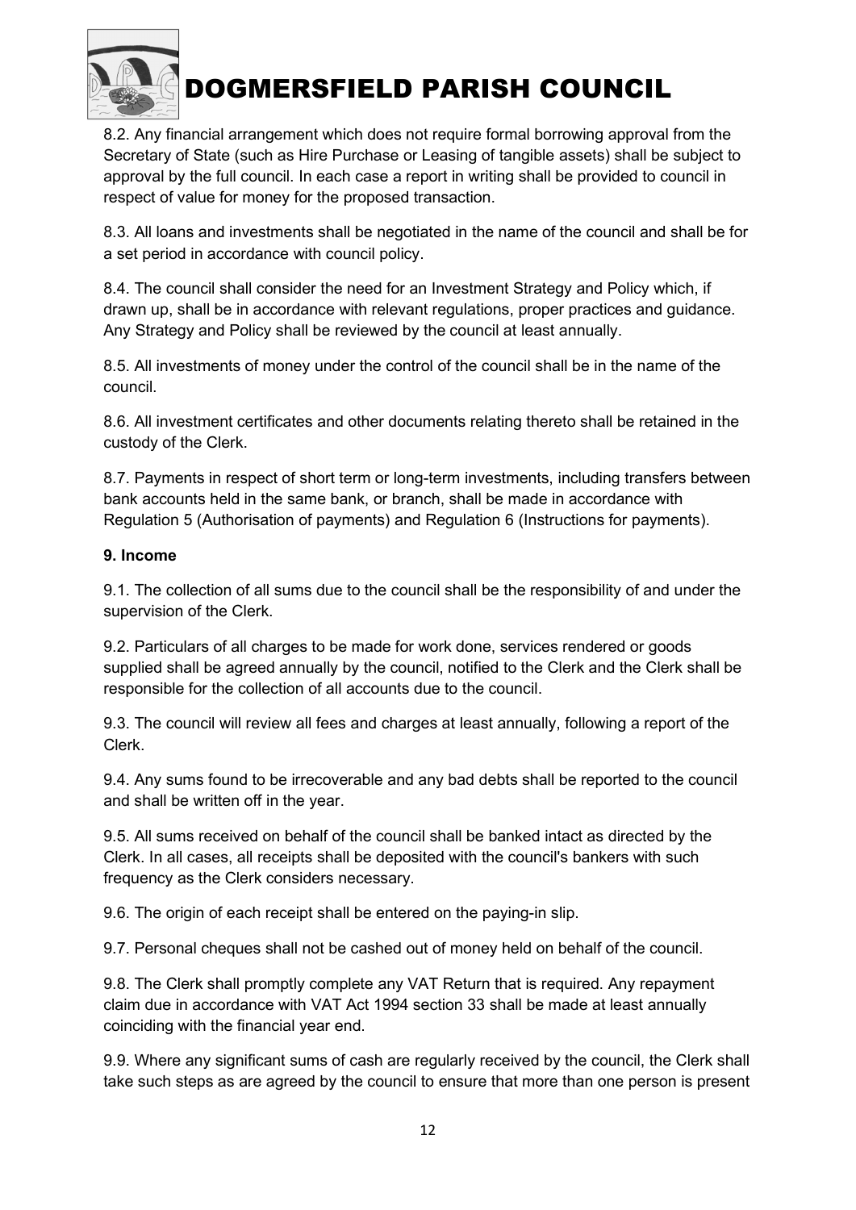8.2. Any financial arrangement which does not require formal borrowing approval from the Secretary of State (such as Hire Purchase or Leasing of tangible assets) shall be subject to approval by the full council. In each case a report in writing shall be provided to council in respect of value for money for the proposed transaction.

8.3. All loans and investments shall be negotiated in the name of the council and shall be for a set period in accordance with council policy.

8.4. The council shall consider the need for an Investment Strategy and Policy which, if drawn up, shall be in accordance with relevant regulations, proper practices and guidance. Any Strategy and Policy shall be reviewed by the council at least annually.

8.5. All investments of money under the control of the council shall be in the name of the council.

8.6. All investment certificates and other documents relating thereto shall be retained in the custody of the Clerk.

8.7. Payments in respect of short term or long-term investments, including transfers between bank accounts held in the same bank, or branch, shall be made in accordance with Regulation 5 (Authorisation of payments) and Regulation 6 (Instructions for payments).

**9. Income**

9.1. The collection of all sums due to the council shall be the responsibility of and under the supervision of the Clerk.

9.2. Particulars of all charges to be made for work done, services rendered or goods supplied shall be agreed annually by the council, notified to the Clerk and the Clerk shall be responsible for the collection of all accounts due to the council.

9.3. The council will review all fees and charges at least annually, following a report of the Clerk.

9.4. Any sums found to be irrecoverable and any bad debts shall be reported to the council and shall be written off in the year.

9.5. All sums received on behalf of the council shall be banked intact as directed by the Clerk. In all cases, all receipts shall be deposited with the council's bankers with such frequency as the Clerk considers necessary.

9.6. The origin of each receipt shall be entered on the paying-in slip.

9.7. Personal cheques shall not be cashed out of money held on behalf of the council.

9.8. The Clerk shall promptly complete any VAT Return that is required. Any repayment claim due in accordance with VAT Act 1994 section 33 shall be made at least annually coinciding with the financial year end.

9.9. Where any significant sums of cash are regularly received by the council, the Clerk shall take such steps as are agreed by the council to ensure that more than one person is present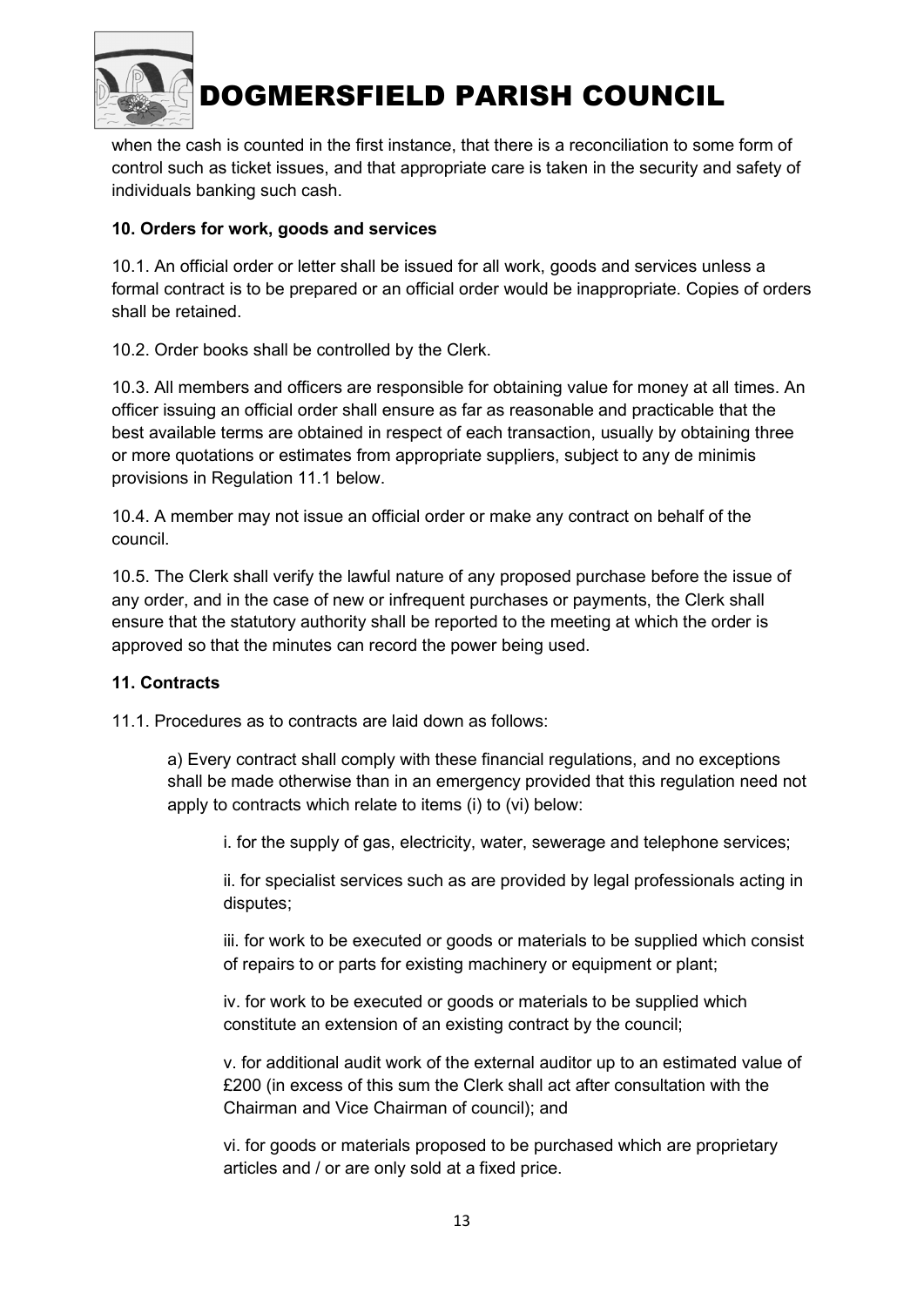when the cash is counted in the first instance, that there is a reconciliation to some form of control such as ticket issues, and that appropriate care is taken in the security and safety of individuals banking such cash.

**10. Orders for work, goods and services**

10.1. An official order or letter shall be issued for all work, goods and services unless a formal contract is to be prepared or an official order would be inappropriate. Copies of orders shall be retained.

10.2. Order books shall be controlled by the Clerk.

10.3. All members and officers are responsible for obtaining value for money at all times. An officer issuing an official order shall ensure as far as reasonable and practicable that the best available terms are obtained in respect of each transaction, usually by obtaining three or more quotations or estimates from appropriate suppliers, subject to any de minimis provisions in Regulation 11.1 below.

10.4. A member may not issue an official order or make any contract on behalf of the council.

10.5. The Clerk shall verify the lawful nature of any proposed purchase before the issue of any order, and in the case of new or infrequent purchases or payments, the Clerk shall ensure that the statutory authority shall be reported to the meeting at which the order is approved so that the minutes can record the power being used.

**11. Contracts**

11.1. Procedures as to contracts are laid down as follows:

a) Every contract shall comply with these financial regulations, and no exceptions shall be made otherwise than in an emergency provided that this regulation need not apply to contracts which relate to items (i) to (vi) below:

i. for the supply of gas, electricity, water, sewerage and telephone services;

ii. for specialist services such as are provided by legal professionals acting in disputes;

iii. for work to be executed or goods or materials to be supplied which consist of repairs to or parts for existing machinery or equipment or plant;

iv. for work to be executed or goods or materials to be supplied which constitute an extension of an existing contract by the council;

v. for additional audit work of the external auditor up to an estimated value of £200 (in excess of this sum the Clerk shall act after consultation with the Chairman and Vice Chairman of council); and

vi. for goods or materials proposed to be purchased which are proprietary articles and / or are only sold at a fixed price.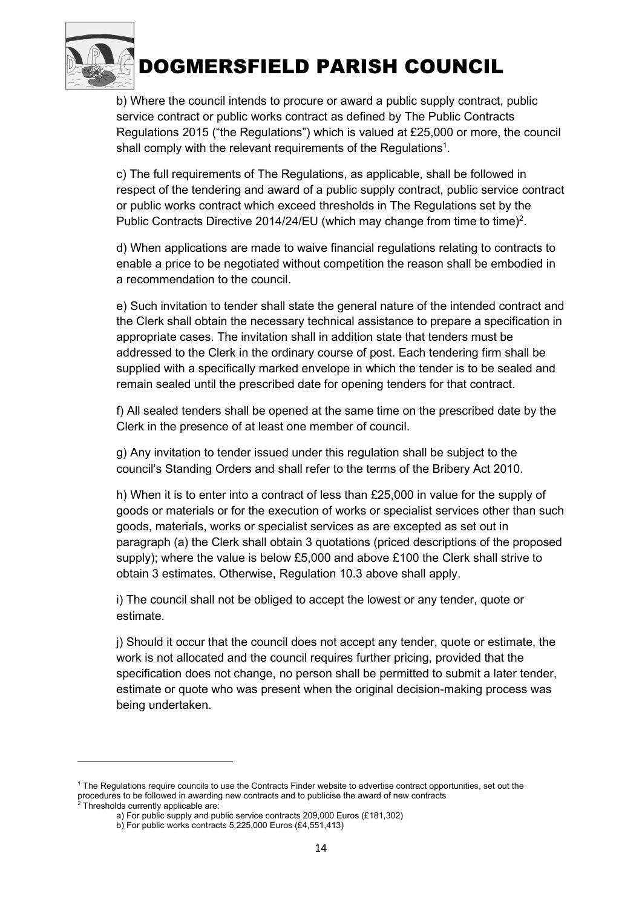b) Where the council intends to procure or award a public supply contract, public service contract or public works contract as defined by The Public Contracts Regulations 2015 ("the Regulations") which is valued at £25,000 or more, the council shall comply with the relevant requirements of the Regulations[1].

c) The full requirements of The Regulations, as applicable, shall be followed in respect of the tendering and award of a public supply contract, public service contract or public works contract which exceed thresholds in The Regulations set by the Public Contracts Directive 2014/24/EU (which may change from time to time)[2].

d) When applications are made to waive financial regulations relating to contracts to enable a price to be negotiated without competition the reason shall be embodied in a recommendation to the council.

e) Such invitation to tender shall state the general nature of the intended contract and the Clerk shall obtain the necessary technical assistance to prepare a specification in appropriate cases. The invitation shall in addition state that tenders must be addressed to the Clerk in the ordinary course of post. Each tendering firm shall be supplied with a specifically marked envelope in which the tender is to be sealed and remain sealed until the prescribed date for opening tenders for that contract.

f) All sealed tenders shall be opened at the same time on the prescribed date by the Clerk in the presence of at least one member of council.

g) Any invitation to tender issued under this regulation shall be subject to the council's Standing Orders and shall refer to the terms of the Bribery Act 2010.

h) When it is to enter into a contract of less than £25,000 in value for the supply of goods or materials or for the execution of works or specialist services other than such goods, materials, works or specialist services as are excepted as set out in paragraph (a) the Clerk shall obtain 3 quotations (priced descriptions of the proposed supply); where the value is below £5,000 and above £100 the Clerk shall strive to obtain 3 estimates. Otherwise, Regulation 10.3 above shall apply.

i) The council shall not be obliged to accept the lowest or any tender, quote or estimate.

j) Should it occur that the council does not accept any tender, quote or estimate, the work is not allocated and the council requires further pricing, provided that the specification does not change, no person shall be permitted to submit a later tender, estimate or quote who was present when the original decision-making process was being undertaken.

---

[1] The Regulations require councils to use the Contracts Finder website to advertise contract opportunities, set out the procedures to be followed in awarding new contracts and to publicise the award of new contracts

[2] Thresholds currently applicable are:

a) For public supply and public service contracts 209,000 Euros (£181,302)

b) For public works contracts 5,225,000 Euros (£4,551,413)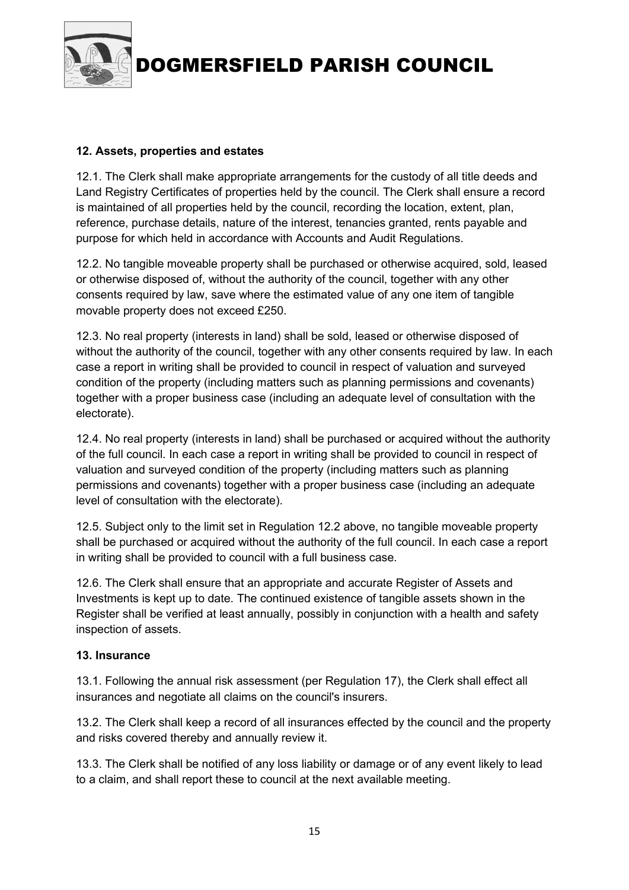### 12. Assets, properties and estates

12.1. The Clerk shall make appropriate arrangements for the custody of all title deeds and Land Registry Certificates of properties held by the council. The Clerk shall ensure a record is maintained of all properties held by the council, recording the location, extent, plan, reference, purchase details, nature of the interest, tenancies granted, rents payable and purpose for which held in accordance with Accounts and Audit Regulations.

12.2. No tangible moveable property shall be purchased or otherwise acquired, sold, leased or otherwise disposed of, without the authority of the council, together with any other consents required by law, save where the estimated value of any one item of tangible movable property does not exceed £250.

12.3. No real property (interests in land) shall be sold, leased or otherwise disposed of without the authority of the council, together with any other consents required by law. In each case a report in writing shall be provided to council in respect of valuation and surveyed condition of the property (including matters such as planning permissions and covenants) together with a proper business case (including an adequate level of consultation with the electorate).

12.4. No real property (interests in land) shall be purchased or acquired without the authority of the full council. In each case a report in writing shall be provided to council in respect of valuation and surveyed condition of the property (including matters such as planning permissions and covenants) together with a proper business case (including an adequate level of consultation with the electorate).

12.5. Subject only to the limit set in Regulation 12.2 above, no tangible moveable property shall be purchased or acquired without the authority of the full council. In each case a report in writing shall be provided to council with a full business case.

12.6. The Clerk shall ensure that an appropriate and accurate Register of Assets and Investments is kept up to date. The continued existence of tangible assets shown in the Register shall be verified at least annually, possibly in conjunction with a health and safety inspection of assets.

### 13. Insurance

13.1. Following the annual risk assessment (per Regulation 17), the Clerk shall effect all insurances and negotiate all claims on the council's insurers.

13.2. The Clerk shall keep a record of all insurances effected by the council and the property and risks covered thereby and annually review it.

13.3. The Clerk shall be notified of any loss liability or damage or of any event likely to lead to a claim, and shall report these to council at the next available meeting.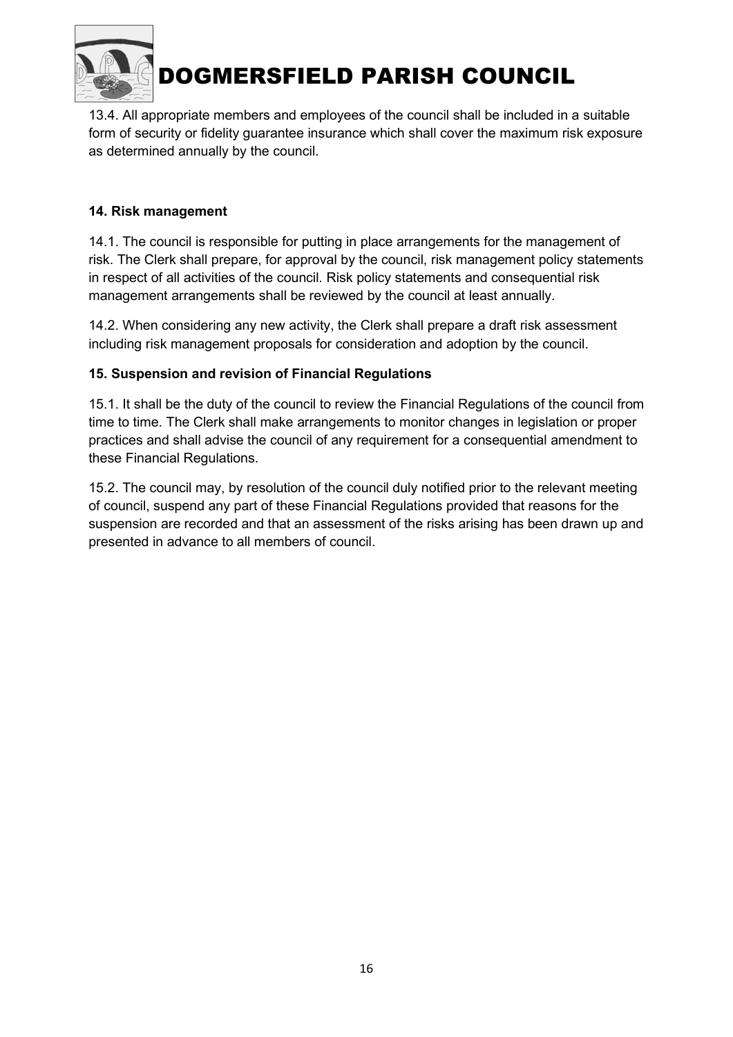13.4. All appropriate members and employees of the council shall be included in a suitable form of security or fidelity guarantee insurance which shall cover the maximum risk exposure as determined annually by the council.

**14. Risk management**

14.1. The council is responsible for putting in place arrangements for the management of risk. The Clerk shall prepare, for approval by the council, risk management policy statements in respect of all activities of the council. Risk policy statements and consequential risk management arrangements shall be reviewed by the council at least annually.

14.2. When considering any new activity, the Clerk shall prepare a draft risk assessment including risk management proposals for consideration and adoption by the council.

**15. Suspension and revision of Financial Regulations**

15.1. It shall be the duty of the council to review the Financial Regulations of the council from time to time. The Clerk shall make arrangements to monitor changes in legislation or proper practices and shall advise the council of any requirement for a consequential amendment to these Financial Regulations.

15.2. The council may, by resolution of the council duly notified prior to the relevant meeting of council, suspend any part of these Financial Regulations provided that reasons for the suspension are recorded and that an assessment of the risks arising has been drawn up and presented in advance to all members of council.